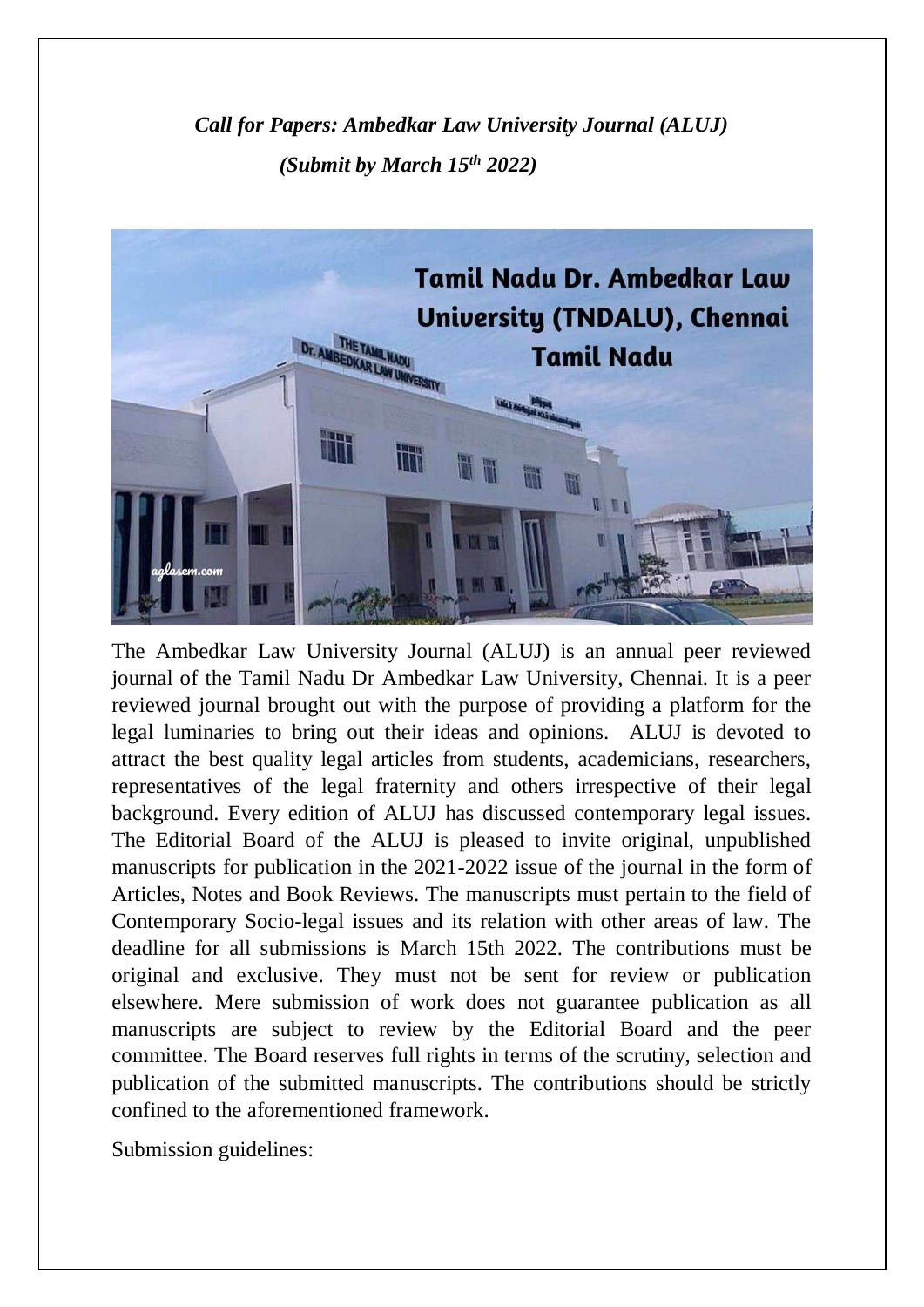***Call for Papers: Ambedkar Law University Journal (ALUJ)***

***(Submit by March 15th 2022)***

The Ambedkar Law University Journal (ALUJ) is an annual peer reviewed journal of the Tamil Nadu Dr Ambedkar Law University, Chennai. It is a peer reviewed journal brought out with the purpose of providing a platform for the legal luminaries to bring out their ideas and opinions. ALUJ is devoted to attract the best quality legal articles from students, academicians, researchers, representatives of the legal fraternity and others irrespective of their legal background. Every edition of ALUJ has discussed contemporary legal issues. The Editorial Board of the ALUJ is pleased to invite original, unpublished manuscripts for publication in the 2021-2022 issue of the journal in the form of Articles, Notes and Book Reviews. The manuscripts must pertain to the field of Contemporary Socio-legal issues and its relation with other areas of law. The deadline for all submissions is March 15th 2022. The contributions must be original and exclusive. They must not be sent for review or publication elsewhere. Mere submission of work does not guarantee publication as all manuscripts are subject to review by the Editorial Board and the peer committee. The Board reserves full rights in terms of the scrutiny, selection and publication of the submitted manuscripts. The contributions should be strictly confined to the aforementioned framework.

Submission guidelines: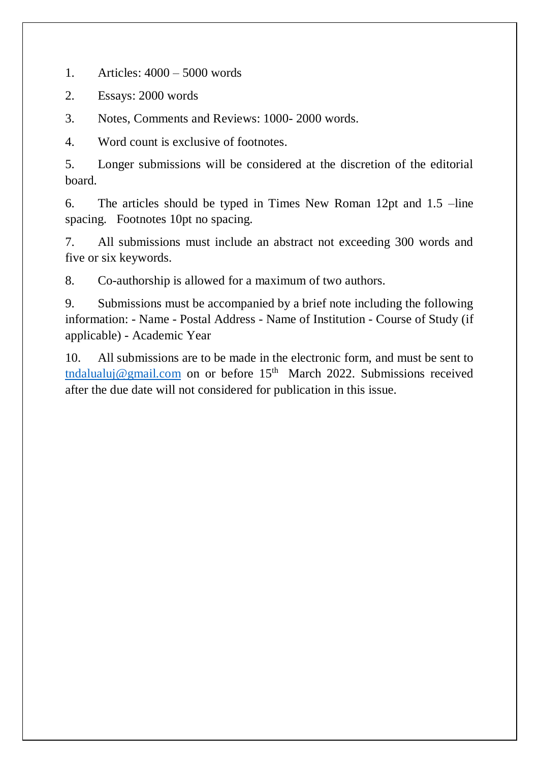1. Articles: 4000 – 5000 words
2. Essays: 2000 words
3. Notes, Comments and Reviews: 1000- 2000 words.
4. Word count is exclusive of footnotes.
5. Longer submissions will be considered at the discretion of the editorial board.
6. The articles should be typed in Times New Roman 12pt and 1.5 –line spacing. Footnotes 10pt no spacing.
7. All submissions must include an abstract not exceeding 300 words and five or six keywords.
8. Co-authorship is allowed for a maximum of two authors.
9. Submissions must be accompanied by a brief note including the following information: - Name - Postal Address - Name of Institution - Course of Study (if applicable) - Academic Year
10. All submissions are to be made in the electronic form, and must be sent to tndalualuj@gmail.com on or before 15th March 2022. Submissions received after the due date will not considered for publication in this issue.